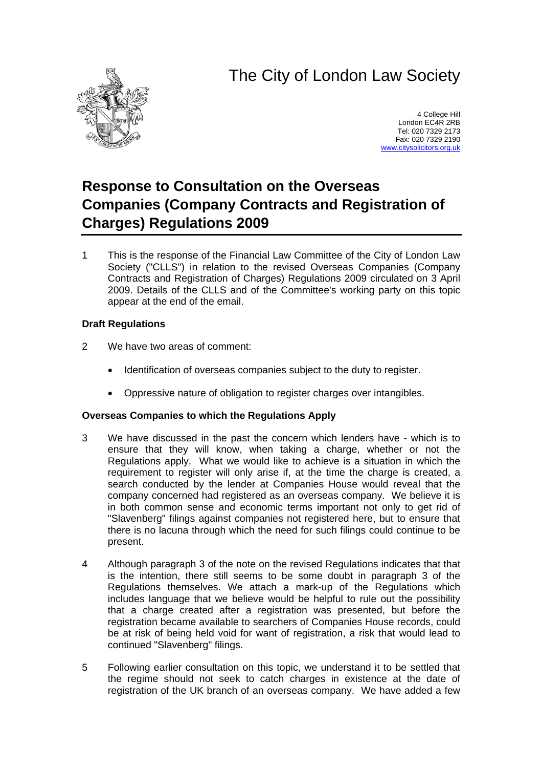# The City of London Law Society

4 College Hill
London EC4R 2RB
Tel: 020 7329 2173
Fax: 020 7329 2190
www.citysolicitors.org.uk

# Response to Consultation on the Overseas Companies (Company Contracts and Registration of Charges) Regulations 2009

1 This is the response of the Financial Law Committee of the City of London Law Society ("CLLS") in relation to the revised Overseas Companies (Company Contracts and Registration of Charges) Regulations 2009 circulated on 3 April 2009. Details of the CLLS and of the Committee's working party on this topic appear at the end of the email.

**Draft Regulations**

2 We have two areas of comment:

- Identification of overseas companies subject to the duty to register.
- Oppressive nature of obligation to register charges over intangibles.

**Overseas Companies to which the Regulations Apply**

3 We have discussed in the past the concern which lenders have - which is to ensure that they will know, when taking a charge, whether or not the Regulations apply. What we would like to achieve is a situation in which the requirement to register will only arise if, at the time the charge is created, a search conducted by the lender at Companies House would reveal that the company concerned had registered as an overseas company. We believe it is in both common sense and economic terms important not only to get rid of "Slavenberg" filings against companies not registered here, but to ensure that there is no lacuna through which the need for such filings could continue to be present.

4 Although paragraph 3 of the note on the revised Regulations indicates that that is the intention, there still seems to be some doubt in paragraph 3 of the Regulations themselves. We attach a mark-up of the Regulations which includes language that we believe would be helpful to rule out the possibility that a charge created after a registration was presented, but before the registration became available to searchers of Companies House records, could be at risk of being held void for want of registration, a risk that would lead to continued "Slavenberg" filings.

5 Following earlier consultation on this topic, we understand it to be settled that the regime should not seek to catch charges in existence at the date of registration of the UK branch of an overseas company. We have added a few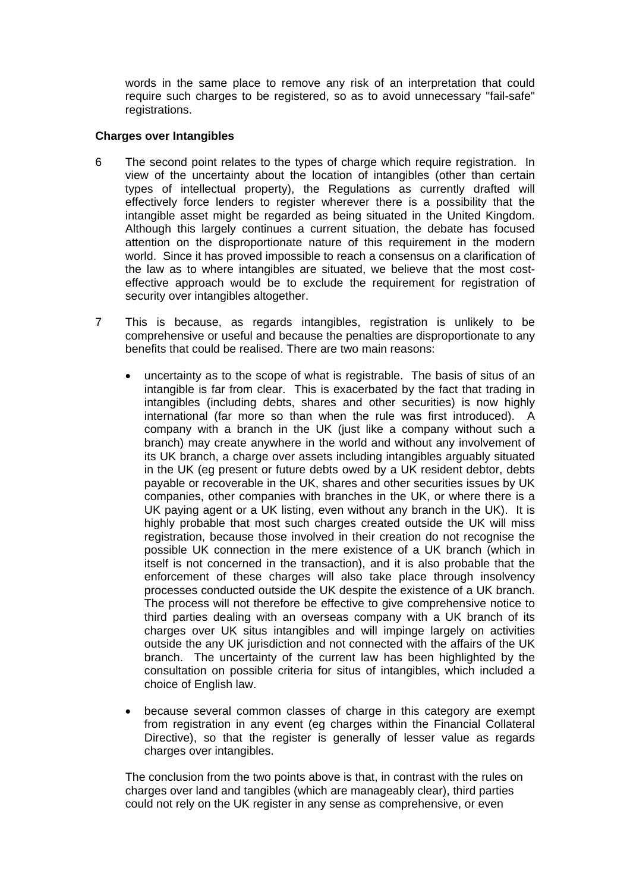words in the same place to remove any risk of an interpretation that could require such charges to be registered, so as to avoid unnecessary "fail-safe" registrations.

**Charges over Intangibles**

6 The second point relates to the types of charge which require registration. In view of the uncertainty about the location of intangibles (other than certain types of intellectual property), the Regulations as currently drafted will effectively force lenders to register wherever there is a possibility that the intangible asset might be regarded as being situated in the United Kingdom. Although this largely continues a current situation, the debate has focused attention on the disproportionate nature of this requirement in the modern world. Since it has proved impossible to reach a consensus on a clarification of the law as to where intangibles are situated, we believe that the most cost-effective approach would be to exclude the requirement for registration of security over intangibles altogether.

7 This is because, as regards intangibles, registration is unlikely to be comprehensive or useful and because the penalties are disproportionate to any benefits that could be realised. There are two main reasons:

- uncertainty as to the scope of what is registrable. The basis of situs of an intangible is far from clear. This is exacerbated by the fact that trading in intangibles (including debts, shares and other securities) is now highly international (far more so than when the rule was first introduced). A company with a branch in the UK (just like a company without such a branch) may create anywhere in the world and without any involvement of its UK branch, a charge over assets including intangibles arguably situated in the UK (eg present or future debts owed by a UK resident debtor, debts payable or recoverable in the UK, shares and other securities issues by UK companies, other companies with branches in the UK, or where there is a UK paying agent or a UK listing, even without any branch in the UK). It is highly probable that most such charges created outside the UK will miss registration, because those involved in their creation do not recognise the possible UK connection in the mere existence of a UK branch (which in itself is not concerned in the transaction), and it is also probable that the enforcement of these charges will also take place through insolvency processes conducted outside the UK despite the existence of a UK branch. The process will not therefore be effective to give comprehensive notice to third parties dealing with an overseas company with a UK branch of its charges over UK situs intangibles and will impinge largely on activities outside the any UK jurisdiction and not connected with the affairs of the UK branch. The uncertainty of the current law has been highlighted by the consultation on possible criteria for situs of intangibles, which included a choice of English law.

- because several common classes of charge in this category are exempt from registration in any event (eg charges within the Financial Collateral Directive), so that the register is generally of lesser value as regards charges over intangibles.

The conclusion from the two points above is that, in contrast with the rules on charges over land and tangibles (which are manageably clear), third parties could not rely on the UK register in any sense as comprehensive, or even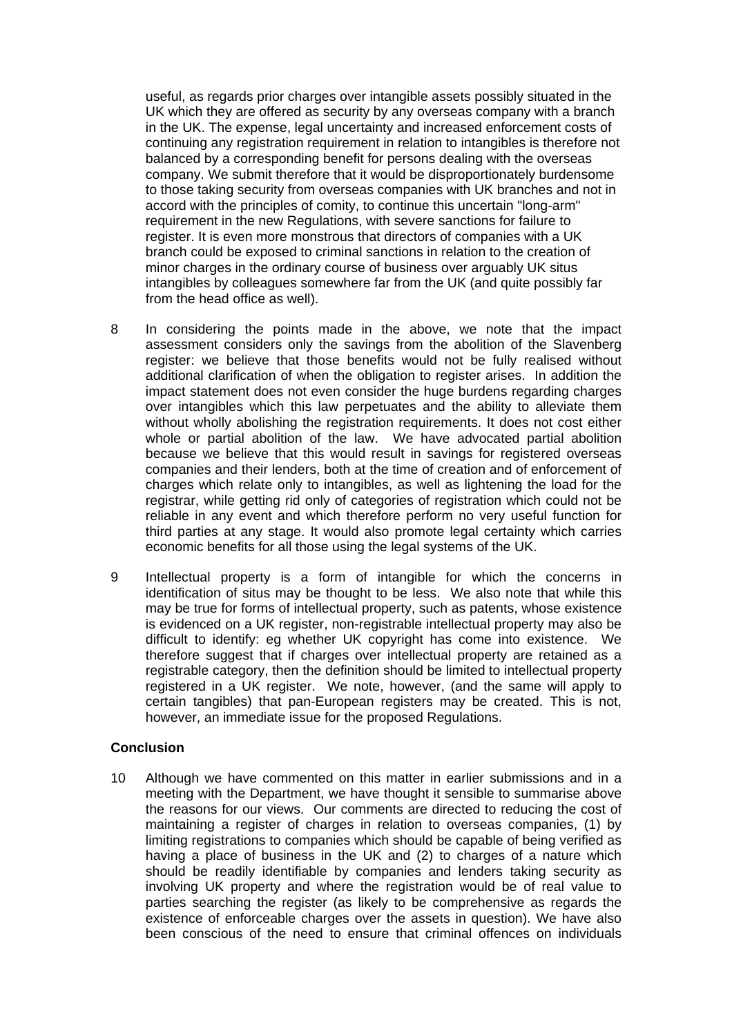useful, as regards prior charges over intangible assets possibly situated in the UK which they are offered as security by any overseas company with a branch in the UK. The expense, legal uncertainty and increased enforcement costs of continuing any registration requirement in relation to intangibles is therefore not balanced by a corresponding benefit for persons dealing with the overseas company. We submit therefore that it would be disproportionately burdensome to those taking security from overseas companies with UK branches and not in accord with the principles of comity, to continue this uncertain "long-arm" requirement in the new Regulations, with severe sanctions for failure to register. It is even more monstrous that directors of companies with a UK branch could be exposed to criminal sanctions in relation to the creation of minor charges in the ordinary course of business over arguably UK situs intangibles by colleagues somewhere far from the UK (and quite possibly far from the head office as well).

8 In considering the points made in the above, we note that the impact assessment considers only the savings from the abolition of the Slavenberg register: we believe that those benefits would not be fully realised without additional clarification of when the obligation to register arises. In addition the impact statement does not even consider the huge burdens regarding charges over intangibles which this law perpetuates and the ability to alleviate them without wholly abolishing the registration requirements. It does not cost either whole or partial abolition of the law. We have advocated partial abolition because we believe that this would result in savings for registered overseas companies and their lenders, both at the time of creation and of enforcement of charges which relate only to intangibles, as well as lightening the load for the registrar, while getting rid only of categories of registration which could not be reliable in any event and which therefore perform no very useful function for third parties at any stage. It would also promote legal certainty which carries economic benefits for all those using the legal systems of the UK.

9 Intellectual property is a form of intangible for which the concerns in identification of situs may be thought to be less. We also note that while this may be true for forms of intellectual property, such as patents, whose existence is evidenced on a UK register, non-registrable intellectual property may also be difficult to identify: eg whether UK copyright has come into existence. We therefore suggest that if charges over intellectual property are retained as a registrable category, then the definition should be limited to intellectual property registered in a UK register. We note, however, (and the same will apply to certain tangibles) that pan-European registers may be created. This is not, however, an immediate issue for the proposed Regulations.

**Conclusion**

10 Although we have commented on this matter in earlier submissions and in a meeting with the Department, we have thought it sensible to summarise above the reasons for our views. Our comments are directed to reducing the cost of maintaining a register of charges in relation to overseas companies, (1) by limiting registrations to companies which should be capable of being verified as having a place of business in the UK and (2) to charges of a nature which should be readily identifiable by companies and lenders taking security as involving UK property and where the registration would be of real value to parties searching the register (as likely to be comprehensive as regards the existence of enforceable charges over the assets in question). We have also been conscious of the need to ensure that criminal offences on individuals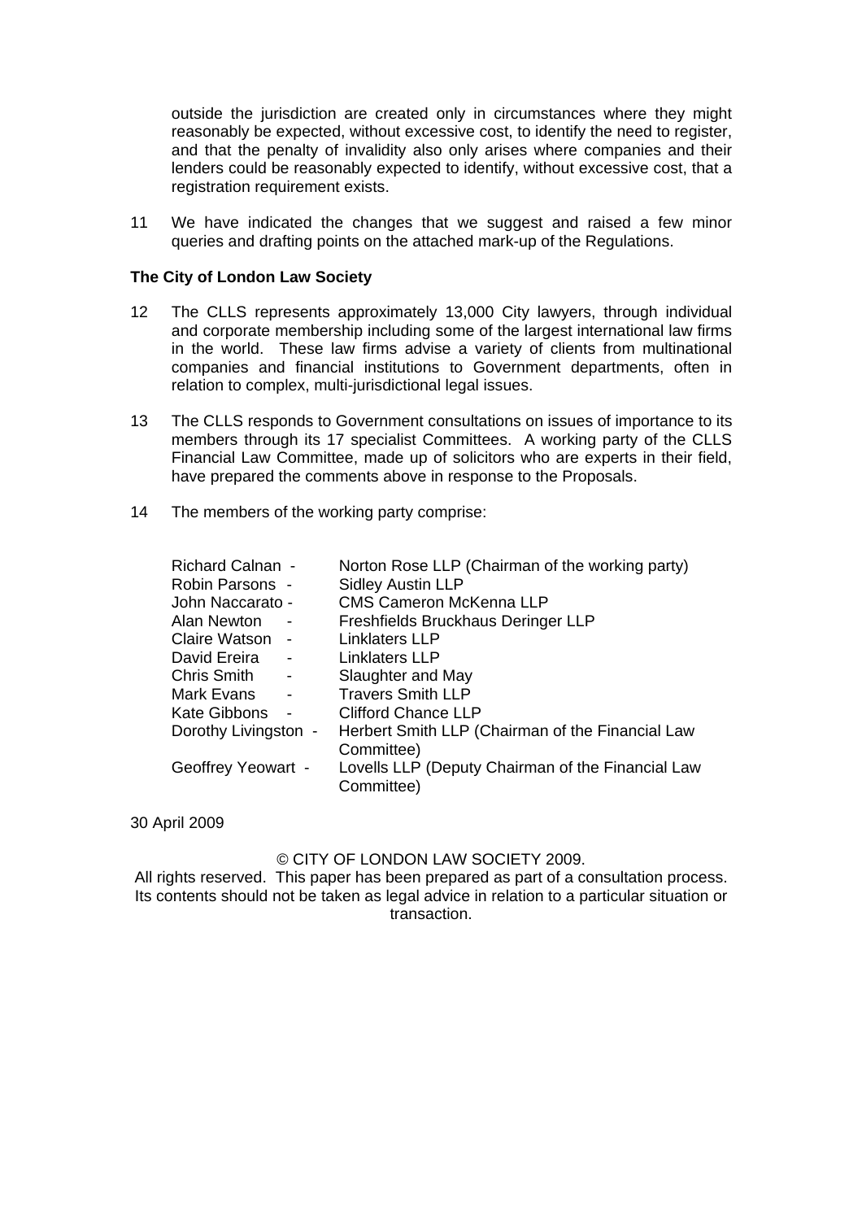outside the jurisdiction are created only in circumstances where they might reasonably be expected, without excessive cost, to identify the need to register, and that the penalty of invalidity also only arises where companies and their lenders could be reasonably expected to identify, without excessive cost, that a registration requirement exists.

11 We have indicated the changes that we suggest and raised a few minor queries and drafting points on the attached mark-up of the Regulations.

**The City of London Law Society**

12 The CLLS represents approximately 13,000 City lawyers, through individual and corporate membership including some of the largest international law firms in the world. These law firms advise a variety of clients from multinational companies and financial institutions to Government departments, often in relation to complex, multi-jurisdictional legal issues.

13 The CLLS responds to Government consultations on issues of importance to its members through its 17 specialist Committees. A working party of the CLLS Financial Law Committee, made up of solicitors who are experts in their field, have prepared the comments above in response to the Proposals.

14 The members of the working party comprise:

| | |
|---|---|
| Richard Calnan - | Norton Rose LLP (Chairman of the working party) |
| Robin Parsons - | Sidley Austin LLP |
| John Naccarato - | CMS Cameron McKenna LLP |
| Alan Newton - | Freshfields Bruckhaus Deringer LLP |
| Claire Watson - | Linklaters LLP |
| David Ereira - | Linklaters LLP |
| Chris Smith - | Slaughter and May |
| Mark Evans - | Travers Smith LLP |
| Kate Gibbons - | Clifford Chance LLP |
| Dorothy Livingston - | Herbert Smith LLP (Chairman of the Financial Law Committee) |
| Geoffrey Yeowart - | Lovells LLP (Deputy Chairman of the Financial Law Committee) |

30 April 2009

© CITY OF LONDON LAW SOCIETY 2009.
All rights reserved. This paper has been prepared as part of a consultation process. Its contents should not be taken as legal advice in relation to a particular situation or transaction.